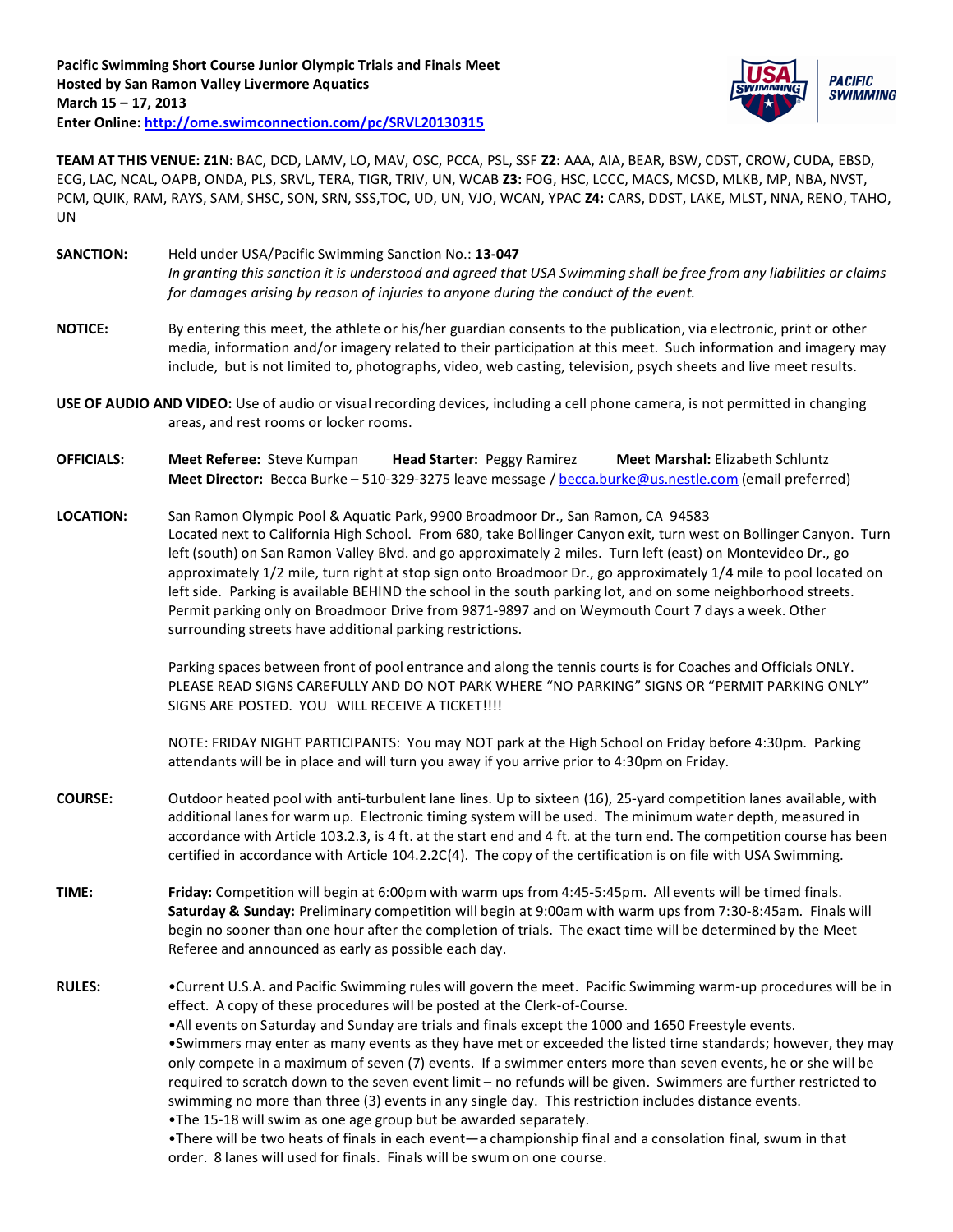**Pacific Swimming Short Course Junior Olympic Trials and Finals Meet**
**Hosted by San Ramon Valley Livermore Aquatics**
**March 15 – 17, 2013**
**Enter Online: http://ome.swimconnection.com/pc/SRVL20130315**

**TEAM AT THIS VENUE: Z1N:** BAC, DCD, LAMV, LO, MAV, OSC, PCCA, PSL, SSF **Z2:** AAA, AIA, BEAR, BSW, CDST, CROW, CUDA, EBSD, ECG, LAC, NCAL, OAPB, ONDA, PLS, SRVL, TERA, TIGR, TRIV, UN, WCAB **Z3:** FOG, HSC, LCCC, MACS, MCSD, MLKB, MP, NBA, NVST, PCM, QUIK, RAM, RAYS, SAM, SHSC, SON, SRN, SSS,TOC, UD, UN, VJO, WCAN, YPAC **Z4:** CARS, DDST, LAKE, MLST, NNA, RENO, TAHO, UN

**SANCTION:** Held under USA/Pacific Swimming Sanction No.: **13-047**
*In granting this sanction it is understood and agreed that USA Swimming shall be free from any liabilities or claims for damages arising by reason of injuries to anyone during the conduct of the event.*

**NOTICE:** By entering this meet, the athlete or his/her guardian consents to the publication, via electronic, print or other media, information and/or imagery related to their participation at this meet. Such information and imagery may include, but is not limited to, photographs, video, web casting, television, psych sheets and live meet results.

**USE OF AUDIO AND VIDEO:** Use of audio or visual recording devices, including a cell phone camera, is not permitted in changing areas, and rest rooms or locker rooms.

**OFFICIALS:** **Meet Referee:** Steve Kumpan **Head Starter:** Peggy Ramirez **Meet Marshal:** Elizabeth Schluntz
**Meet Director:** Becca Burke – 510-329-3275 leave message / becca.burke@us.nestle.com (email preferred)

**LOCATION:** San Ramon Olympic Pool & Aquatic Park, 9900 Broadmoor Dr., San Ramon, CA 94583
Located next to California High School. From 680, take Bollinger Canyon exit, turn west on Bollinger Canyon. Turn left (south) on San Ramon Valley Blvd. and go approximately 2 miles. Turn left (east) on Montevideo Dr., go approximately 1/2 mile, turn right at stop sign onto Broadmoor Dr., go approximately 1/4 mile to pool located on left side. Parking is available BEHIND the school in the south parking lot, and on some neighborhood streets. Permit parking only on Broadmoor Drive from 9871-9897 and on Weymouth Court 7 days a week. Other surrounding streets have additional parking restrictions.

Parking spaces between front of pool entrance and along the tennis courts is for Coaches and Officials ONLY. PLEASE READ SIGNS CAREFULLY AND DO NOT PARK WHERE "NO PARKING" SIGNS OR "PERMIT PARKING ONLY" SIGNS ARE POSTED. YOU WILL RECEIVE A TICKET!!!!

NOTE: FRIDAY NIGHT PARTICIPANTS: You may NOT park at the High School on Friday before 4:30pm. Parking attendants will be in place and will turn you away if you arrive prior to 4:30pm on Friday.

**COURSE:** Outdoor heated pool with anti-turbulent lane lines. Up to sixteen (16), 25-yard competition lanes available, with additional lanes for warm up. Electronic timing system will be used. The minimum water depth, measured in accordance with Article 103.2.3, is 4 ft. at the start end and 4 ft. at the turn end. The competition course has been certified in accordance with Article 104.2.2C(4). The copy of the certification is on file with USA Swimming.

**TIME:** **Friday:** Competition will begin at 6:00pm with warm ups from 4:45-5:45pm. All events will be timed finals.
**Saturday & Sunday:** Preliminary competition will begin at 9:00am with warm ups from 7:30-8:45am. Finals will begin no sooner than one hour after the completion of trials. The exact time will be determined by the Meet Referee and announced as early as possible each day.

**RULES:**
- Current U.S.A. and Pacific Swimming rules will govern the meet. Pacific Swimming warm-up procedures will be in effect. A copy of these procedures will be posted at the Clerk-of-Course.
- All events on Saturday and Sunday are trials and finals except the 1000 and 1650 Freestyle events.
- Swimmers may enter as many events as they have met or exceeded the listed time standards; however, they may only compete in a maximum of seven (7) events. If a swimmer enters more than seven events, he or she will be required to scratch down to the seven event limit – no refunds will be given. Swimmers are further restricted to swimming no more than three (3) events in any single day. This restriction includes distance events.
- The 15-18 will swim as one age group but be awarded separately.
- There will be two heats of finals in each event—a championship final and a consolation final, swum in that order. 8 lanes will used for finals. Finals will be swum on one course.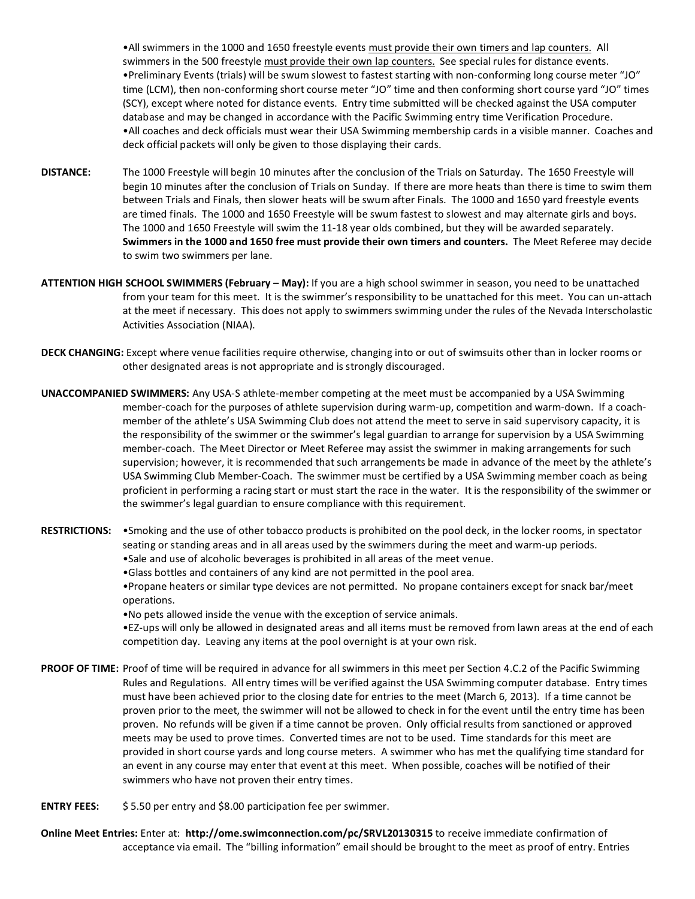•All swimmers in the 1000 and 1650 freestyle events must provide their own timers and lap counters. All swimmers in the 500 freestyle must provide their own lap counters. See special rules for distance events.
•Preliminary Events (trials) will be swum slowest to fastest starting with non-conforming long course meter "JO" time (LCM), then non-conforming short course meter "JO" time and then conforming short course yard "JO" times (SCY), except where noted for distance events. Entry time submitted will be checked against the USA computer database and may be changed in accordance with the Pacific Swimming entry time Verification Procedure.
•All coaches and deck officials must wear their USA Swimming membership cards in a visible manner. Coaches and deck official packets will only be given to those displaying their cards.

**DISTANCE:** The 1000 Freestyle will begin 10 minutes after the conclusion of the Trials on Saturday. The 1650 Freestyle will begin 10 minutes after the conclusion of Trials on Sunday. If there are more heats than there is time to swim them between Trials and Finals, then slower heats will be swum after Finals. The 1000 and 1650 yard freestyle events are timed finals. The 1000 and 1650 Freestyle will be swum fastest to slowest and may alternate girls and boys. The 1000 and 1650 Freestyle will swim the 11-18 year olds combined, but they will be awarded separately. **Swimmers in the 1000 and 1650 free must provide their own timers and counters.** The Meet Referee may decide to swim two swimmers per lane.

**ATTENTION HIGH SCHOOL SWIMMERS (February – May):** If you are a high school swimmer in season, you need to be unattached from your team for this meet. It is the swimmer's responsibility to be unattached for this meet. You can un-attach at the meet if necessary. This does not apply to swimmers swimming under the rules of the Nevada Interscholastic Activities Association (NIAA).

**DECK CHANGING:** Except where venue facilities require otherwise, changing into or out of swimsuits other than in locker rooms or other designated areas is not appropriate and is strongly discouraged.

**UNACCOMPANIED SWIMMERS:** Any USA-S athlete-member competing at the meet must be accompanied by a USA Swimming member-coach for the purposes of athlete supervision during warm-up, competition and warm-down. If a coach-member of the athlete's USA Swimming Club does not attend the meet to serve in said supervisory capacity, it is the responsibility of the swimmer or the swimmer's legal guardian to arrange for supervision by a USA Swimming member-coach. The Meet Director or Meet Referee may assist the swimmer in making arrangements for such supervision; however, it is recommended that such arrangements be made in advance of the meet by the athlete's USA Swimming Club Member-Coach. The swimmer must be certified by a USA Swimming member coach as being proficient in performing a racing start or must start the race in the water. It is the responsibility of the swimmer or the swimmer's legal guardian to ensure compliance with this requirement.

**RESTRICTIONS:**
•Smoking and the use of other tobacco products is prohibited on the pool deck, in the locker rooms, in spectator seating or standing areas and in all areas used by the swimmers during the meet and warm-up periods.
•Sale and use of alcoholic beverages is prohibited in all areas of the meet venue.
•Glass bottles and containers of any kind are not permitted in the pool area.
•Propane heaters or similar type devices are not permitted. No propane containers except for snack bar/meet operations.
•No pets allowed inside the venue with the exception of service animals.
•EZ-ups will only be allowed in designated areas and all items must be removed from lawn areas at the end of each competition day. Leaving any items at the pool overnight is at your own risk.

**PROOF OF TIME:** Proof of time will be required in advance for all swimmers in this meet per Section 4.C.2 of the Pacific Swimming Rules and Regulations. All entry times will be verified against the USA Swimming computer database. Entry times must have been achieved prior to the closing date for entries to the meet (March 6, 2013). If a time cannot be proven prior to the meet, the swimmer will not be allowed to check in for the event until the entry time has been proven. No refunds will be given if a time cannot be proven. Only official results from sanctioned or approved meets may be used to prove times. Converted times are not to be used. Time standards for this meet are provided in short course yards and long course meters. A swimmer who has met the qualifying time standard for an event in any course may enter that event at this meet. When possible, coaches will be notified of their swimmers who have not proven their entry times.

**ENTRY FEES:** $ 5.50 per entry and $8.00 participation fee per swimmer.

**Online Meet Entries:** Enter at: **http://ome.swimconnection.com/pc/SRVL20130315** to receive immediate confirmation of acceptance via email. The "billing information" email should be brought to the meet as proof of entry. Entries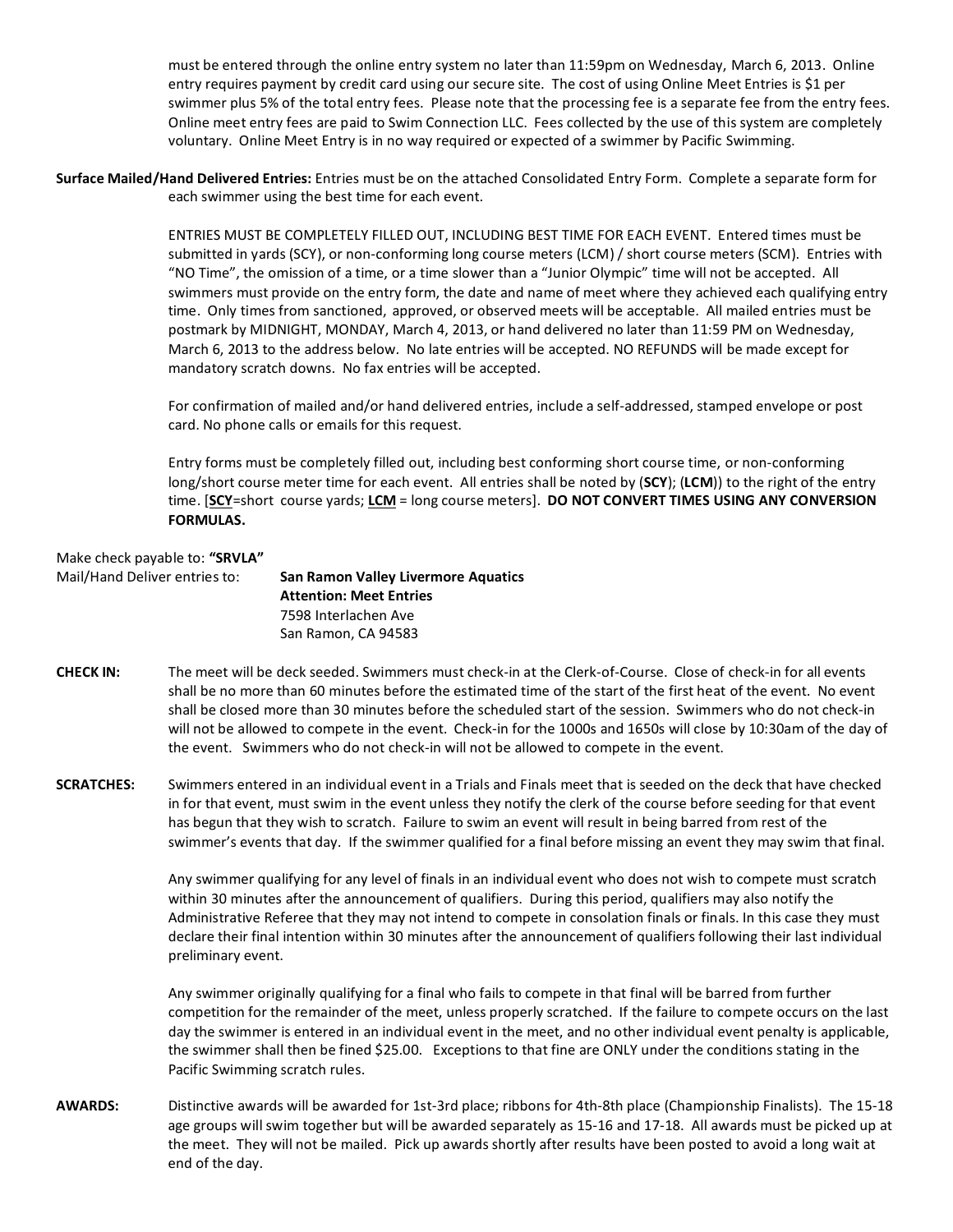must be entered through the online entry system no later than 11:59pm on Wednesday, March 6, 2013. Online entry requires payment by credit card using our secure site. The cost of using Online Meet Entries is $1 per swimmer plus 5% of the total entry fees. Please note that the processing fee is a separate fee from the entry fees. Online meet entry fees are paid to Swim Connection LLC. Fees collected by the use of this system are completely voluntary. Online Meet Entry is in no way required or expected of a swimmer by Pacific Swimming.

**Surface Mailed/Hand Delivered Entries:** Entries must be on the attached Consolidated Entry Form. Complete a separate form for each swimmer using the best time for each event.

ENTRIES MUST BE COMPLETELY FILLED OUT, INCLUDING BEST TIME FOR EACH EVENT. Entered times must be submitted in yards (SCY), or non-conforming long course meters (LCM) / short course meters (SCM). Entries with "NO Time", the omission of a time, or a time slower than a "Junior Olympic" time will not be accepted. All swimmers must provide on the entry form, the date and name of meet where they achieved each qualifying entry time. Only times from sanctioned, approved, or observed meets will be acceptable. All mailed entries must be postmark by MIDNIGHT, MONDAY, March 4, 2013, or hand delivered no later than 11:59 PM on Wednesday, March 6, 2013 to the address below. No late entries will be accepted. NO REFUNDS will be made except for mandatory scratch downs. No fax entries will be accepted.

For confirmation of mailed and/or hand delivered entries, include a self-addressed, stamped envelope or post card. No phone calls or emails for this request.

Entry forms must be completely filled out, including best conforming short course time, or non-conforming long/short course meter time for each event. All entries shall be noted by (**SCY**); (**LCM**)) to the right of the entry time. [**SCY**=short course yards; **LCM** = long course meters]. **DO NOT CONVERT TIMES USING ANY CONVERSION FORMULAS.**

Make check payable to: **"SRVLA"**

Mail/Hand Deliver entries to:

**San Ramon Valley Livermore Aquatics**
**Attention: Meet Entries**
7598 Interlachen Ave
San Ramon, CA 94583

**CHECK IN:** The meet will be deck seeded. Swimmers must check-in at the Clerk-of-Course. Close of check-in for all events shall be no more than 60 minutes before the estimated time of the start of the first heat of the event. No event shall be closed more than 30 minutes before the scheduled start of the session. Swimmers who do not check-in will not be allowed to compete in the event. Check-in for the 1000s and 1650s will close by 10:30am of the day of the event. Swimmers who do not check-in will not be allowed to compete in the event.

**SCRATCHES:** Swimmers entered in an individual event in a Trials and Finals meet that is seeded on the deck that have checked in for that event, must swim in the event unless they notify the clerk of the course before seeding for that event has begun that they wish to scratch. Failure to swim an event will result in being barred from rest of the swimmer's events that day. If the swimmer qualified for a final before missing an event they may swim that final.

Any swimmer qualifying for any level of finals in an individual event who does not wish to compete must scratch within 30 minutes after the announcement of qualifiers. During this period, qualifiers may also notify the Administrative Referee that they may not intend to compete in consolation finals or finals. In this case they must declare their final intention within 30 minutes after the announcement of qualifiers following their last individual preliminary event.

Any swimmer originally qualifying for a final who fails to compete in that final will be barred from further competition for the remainder of the meet, unless properly scratched. If the failure to compete occurs on the last day the swimmer is entered in an individual event in the meet, and no other individual event penalty is applicable, the swimmer shall then be fined $25.00. Exceptions to that fine are ONLY under the conditions stating in the Pacific Swimming scratch rules.

**AWARDS:** Distinctive awards will be awarded for 1st-3rd place; ribbons for 4th-8th place (Championship Finalists). The 15-18 age groups will swim together but will be awarded separately as 15-16 and 17-18. All awards must be picked up at the meet. They will not be mailed. Pick up awards shortly after results have been posted to avoid a long wait at end of the day.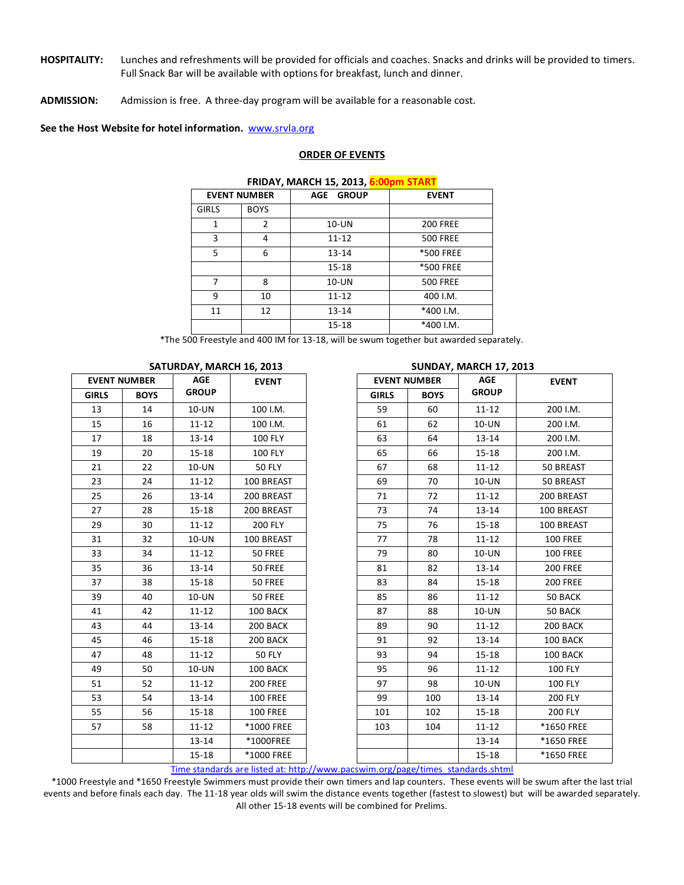**HOSPITALITY:** Lunches and refreshments will be provided for officials and coaches. Snacks and drinks will be provided to timers. Full Snack Bar will be available with options for breakfast, lunch and dinner.

**ADMISSION:** Admission is free. A three-day program will be available for a reasonable cost.

**See the Host Website for hotel information.** [www.srvla.org](http://www.srvla.org)

## ORDER OF EVENTS

**FRIDAY, MARCH 15, 2013, 6:00pm START**

| EVENT NUMBER | | AGE GROUP | EVENT |
|---|---|---|---|
| GIRLS | BOYS | | |
| 1 | 2 | 10-UN | 200 FREE |
| 3 | 4 | 11-12 | 500 FREE |
| 5 | 6 | 13-14 | *500 FREE |
| | | 15-18 | *500 FREE |
| 7 | 8 | 10-UN | 500 FREE |
| 9 | 10 | 11-12 | 400 I.M. |
| 11 | 12 | 13-14 | *400 I.M. |
| | | 15-18 | *400 I.M. |

*The 500 Freestyle and 400 IM for 13-18, will be swum together but awarded separately.

**SATURDAY, MARCH 16, 2013**

| EVENT NUMBER | | AGE GROUP | EVENT |
|---|---|---|---|
| GIRLS | BOYS | | |
| 13 | 14 | 10-UN | 100 I.M. |
| 15 | 16 | 11-12 | 100 I.M. |
| 17 | 18 | 13-14 | 100 FLY |
| 19 | 20 | 15-18 | 100 FLY |
| 21 | 22 | 10-UN | 50 FLY |
| 23 | 24 | 11-12 | 100 BREAST |
| 25 | 26 | 13-14 | 200 BREAST |
| 27 | 28 | 15-18 | 200 BREAST |
| 29 | 30 | 11-12 | 200 FLY |
| 31 | 32 | 10-UN | 100 BREAST |
| 33 | 34 | 11-12 | 50 FREE |
| 35 | 36 | 13-14 | 50 FREE |
| 37 | 38 | 15-18 | 50 FREE |
| 39 | 40 | 10-UN | 50 FREE |
| 41 | 42 | 11-12 | 100 BACK |
| 43 | 44 | 13-14 | 200 BACK |
| 45 | 46 | 15-18 | 200 BACK |
| 47 | 48 | 11-12 | 50 FLY |
| 49 | 50 | 10-UN | 100 BACK |
| 51 | 52 | 11-12 | 200 FREE |
| 53 | 54 | 13-14 | 100 FREE |
| 55 | 56 | 15-18 | 100 FREE |
| 57 | 58 | 11-12 | *1000 FREE |
| | | 13-14 | *1000FREE |
| | | 15-18 | *1000 FREE |

**SUNDAY, MARCH 17, 2013**

| EVENT NUMBER | | AGE GROUP | EVENT |
|---|---|---|---|
| GIRLS | BOYS | | |
| 59 | 60 | 11-12 | 200 I.M. |
| 61 | 62 | 10-UN | 200 I.M. |
| 63 | 64 | 13-14 | 200 I.M. |
| 65 | 66 | 15-18 | 200 I.M. |
| 67 | 68 | 11-12 | 50 BREAST |
| 69 | 70 | 10-UN | 50 BREAST |
| 71 | 72 | 11-12 | 200 BREAST |
| 73 | 74 | 13-14 | 100 BREAST |
| 75 | 76 | 15-18 | 100 BREAST |
| 77 | 78 | 11-12 | 100 FREE |
| 79 | 80 | 10-UN | 100 FREE |
| 81 | 82 | 13-14 | 200 FREE |
| 83 | 84 | 15-18 | 200 FREE |
| 85 | 86 | 11-12 | 50 BACK |
| 87 | 88 | 10-UN | 50 BACK |
| 89 | 90 | 11-12 | 200 BACK |
| 91 | 92 | 13-14 | 100 BACK |
| 93 | 94 | 15-18 | 100 BACK |
| 95 | 96 | 11-12 | 100 FLY |
| 97 | 98 | 10-UN | 100 FLY |
| 99 | 100 | 13-14 | 200 FLY |
| 101 | 102 | 15-18 | 200 FLY |
| 103 | 104 | 11-12 | *1650 FREE |
| | | 13-14 | *1650 FREE |
| | | 15-18 | *1650 FREE |

[Time standards are listed at: http://www.pacswim.org/page/times_standards.shtml](http://www.pacswim.org/page/times_standards.shtml)

*1000 Freestyle and *1650 Freestyle Swimmers must provide their own timers and lap counters. These events will be swum after the last trial events and before finals each day. The 11-18 year olds will swim the distance events together (fastest to slowest) but will be awarded separately. All other 15-18 events will be combined for Prelims.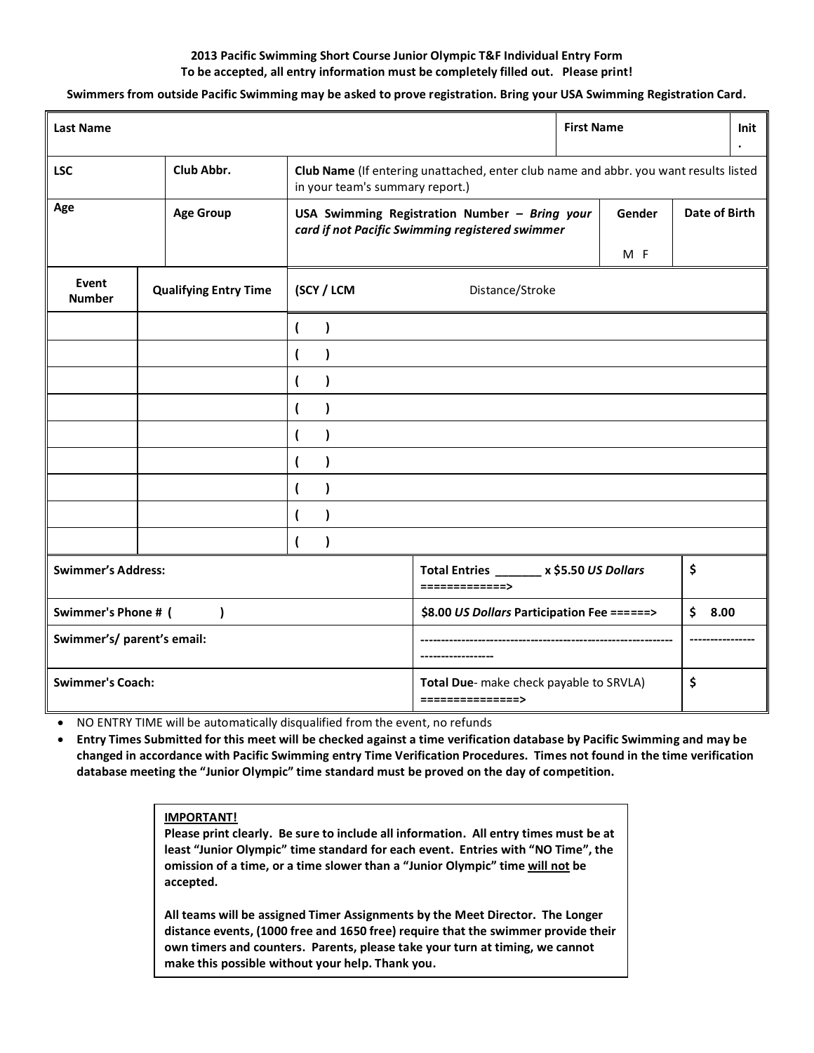**2013 Pacific Swimming Short Course Junior Olympic T&F Individual Entry Form**
**To be accepted, all entry information must be completely filled out. Please print!**

**Swimmers from outside Pacific Swimming may be asked to prove registration. Bring your USA Swimming Registration Card.**

| | | | | | |
|---|---|---|---|---|---|
| **Last Name** | | | **First Name** | | **Init.** |
| **LSC** | **Club Abbr.** | **Club Name** (If entering unattached, enter club name and abbr. you want results listed in your team's summary report.) | | | |
| **Age** | **Age Group** | **USA Swimming Registration Number** – ***Bring your card if not Pacific Swimming registered swimmer*** | | **Gender**<br>M F | **Date of Birth** |

| **Event Number** | **Qualifying Entry Time** | **(SCY / LCM** | Distance/Stroke |
|---|---|---|---|
| | | ( ) | |
| | | ( ) | |
| | | ( ) | |
| | | ( ) | |
| | | ( ) | |
| | | ( ) | |
| | | ( ) | |
| | | ( ) | |
| | | ( ) | |

| | | |
|---|---|---|
| **Swimmer's Address:** | **Total Entries _______ x $5.50 *US Dollars* =============>** | **$** |
| **Swimmer's Phone # (        )** | **$8.00 *US Dollars* Participation Fee ======>** | **$ 8.00** |
| **Swimmer's/ parent's email:** | ---------------------------------------------------------------------------- | --------------- |
| **Swimmer's Coach:** | **Total Due**- make check payable to SRVLA) =============== > | **$** |

- NO ENTRY TIME will be automatically disqualified from the event, no refunds
- **Entry Times Submitted for this meet will be checked against a time verification database by Pacific Swimming and may be changed in accordance with Pacific Swimming entry Time Verification Procedures. Times not found in the time verification database meeting the "Junior Olympic" time standard must be proved on the day of competition.**

**IMPORTANT!**
**Please print clearly. Be sure to include all information. All entry times must be at least "Junior Olympic" time standard for each event. Entries with "NO Time", the omission of a time, or a time slower than a "Junior Olympic" time will not be accepted.**

**All teams will be assigned Timer Assignments by the Meet Director. The Longer distance events, (1000 free and 1650 free) require that the swimmer provide their own timers and counters. Parents, please take your turn at timing, we cannot make this possible without your help. Thank you.**